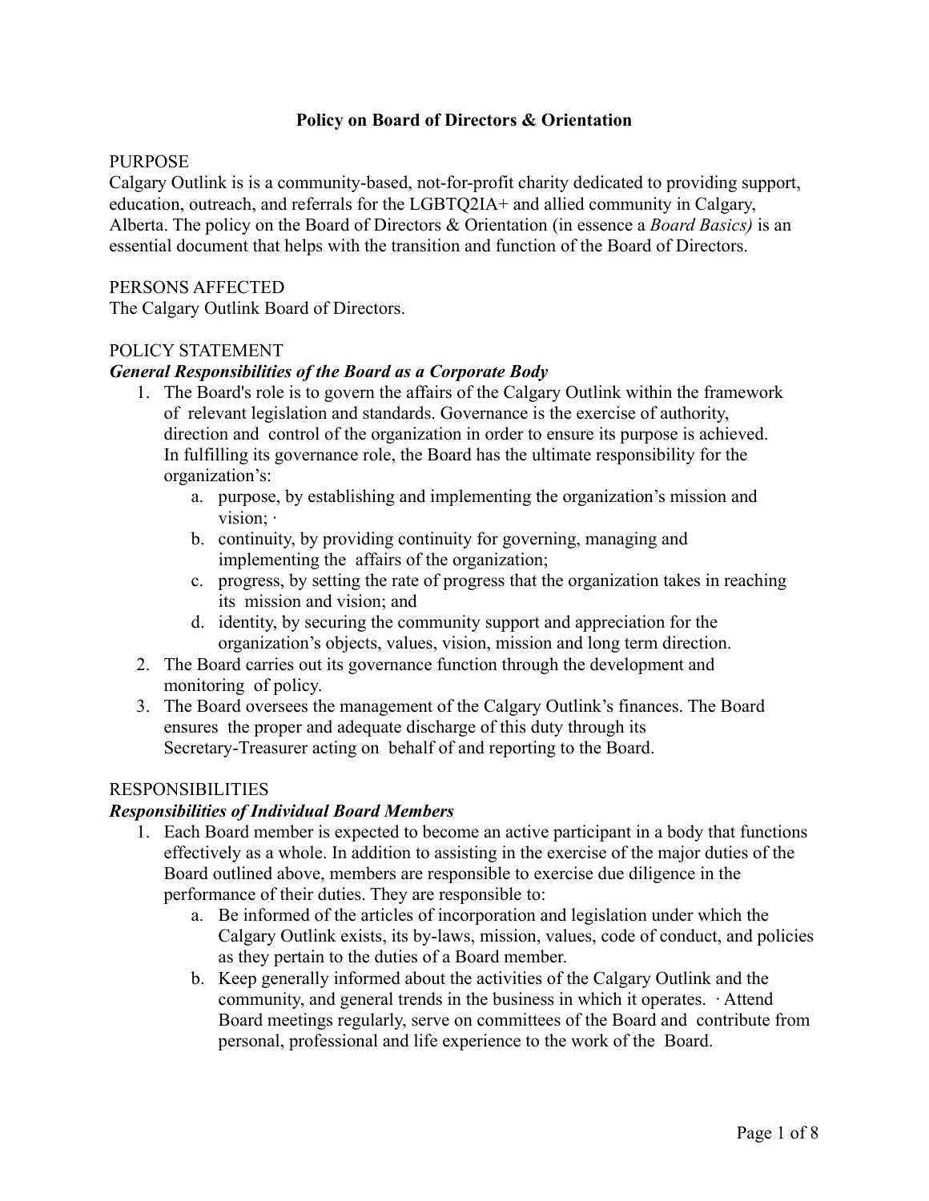# Policy on Board of Directors & Orientation

## PURPOSE

Calgary Outlink is is a community-based, not-for-profit charity dedicated to providing support, education, outreach, and referrals for the LGBTQ2IA+ and allied community in Calgary, Alberta. The policy on the Board of Directors & Orientation (in essence a *Board Basics)* is an essential document that helps with the transition and function of the Board of Directors.

## PERSONS AFFECTED

The Calgary Outlink Board of Directors.

## POLICY STATEMENT

### *General Responsibilities of the Board as a Corporate Body*

1. The Board's role is to govern the affairs of the Calgary Outlink within the framework of relevant legislation and standards. Governance is the exercise of authority, direction and control of the organization in order to ensure its purpose is achieved. In fulfilling its governance role, the Board has the ultimate responsibility for the organization's:
    a. purpose, by establishing and implementing the organization's mission and vision; ·
    b. continuity, by providing continuity for governing, managing and implementing the affairs of the organization;
    c. progress, by setting the rate of progress that the organization takes in reaching its mission and vision; and
    d. identity, by securing the community support and appreciation for the organization's objects, values, vision, mission and long term direction.
2. The Board carries out its governance function through the development and monitoring of policy.
3. The Board oversees the management of the Calgary Outlink's finances. The Board ensures the proper and adequate discharge of this duty through its Secretary-Treasurer acting on behalf of and reporting to the Board.

## RESPONSIBILITIES

### *Responsibilities of Individual Board Members*

1. Each Board member is expected to become an active participant in a body that functions effectively as a whole. In addition to assisting in the exercise of the major duties of the Board outlined above, members are responsible to exercise due diligence in the performance of their duties. They are responsible to:
    a. Be informed of the articles of incorporation and legislation under which the Calgary Outlink exists, its by-laws, mission, values, code of conduct, and policies as they pertain to the duties of a Board member.
    b. Keep generally informed about the activities of the Calgary Outlink and the community, and general trends in the business in which it operates. · Attend Board meetings regularly, serve on committees of the Board and contribute from personal, professional and life experience to the work of the Board.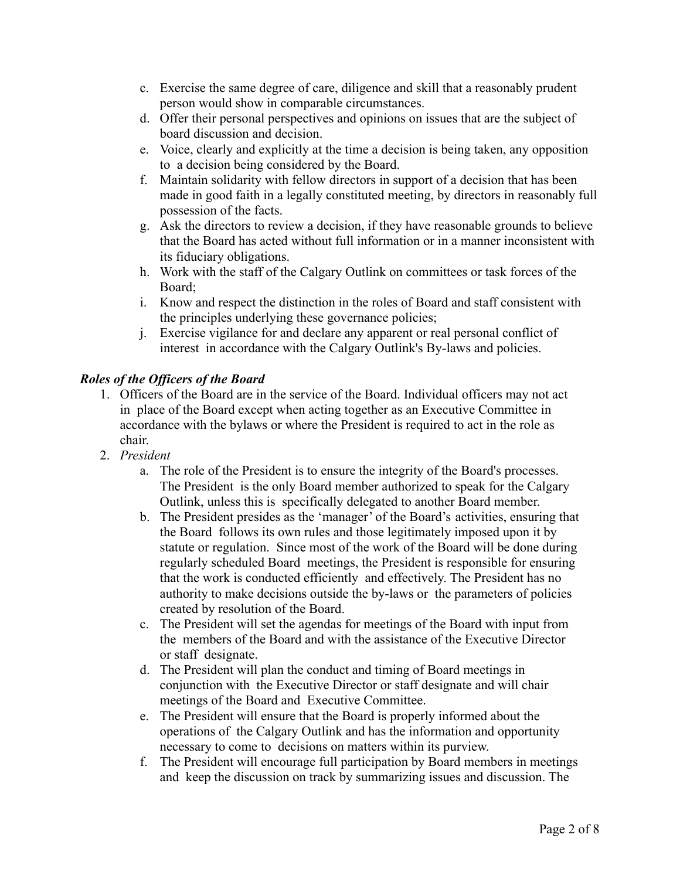c. Exercise the same degree of care, diligence and skill that a reasonably prudent person would show in comparable circumstances.
d. Offer their personal perspectives and opinions on issues that are the subject of board discussion and decision.
e. Voice, clearly and explicitly at the time a decision is being taken, any opposition to a decision being considered by the Board.
f. Maintain solidarity with fellow directors in support of a decision that has been made in good faith in a legally constituted meeting, by directors in reasonably full possession of the facts.
g. Ask the directors to review a decision, if they have reasonable grounds to believe that the Board has acted without full information or in a manner inconsistent with its fiduciary obligations.
h. Work with the staff of the Calgary Outlink on committees or task forces of the Board;
i. Know and respect the distinction in the roles of Board and staff consistent with the principles underlying these governance policies;
j. Exercise vigilance for and declare any apparent or real personal conflict of interest in accordance with the Calgary Outlink's By-laws and policies.

***Roles of the Officers of the Board***

1. Officers of the Board are in the service of the Board. Individual officers may not act in place of the Board except when acting together as an Executive Committee in accordance with the bylaws or where the President is required to act in the role as chair.
2. *President*
    a. The role of the President is to ensure the integrity of the Board's processes. The President is the only Board member authorized to speak for the Calgary Outlink, unless this is specifically delegated to another Board member.
    b. The President presides as the 'manager' of the Board's activities, ensuring that the Board follows its own rules and those legitimately imposed upon it by statute or regulation. Since most of the work of the Board will be done during regularly scheduled Board meetings, the President is responsible for ensuring that the work is conducted efficiently and effectively. The President has no authority to make decisions outside the by-laws or the parameters of policies created by resolution of the Board.
    c. The President will set the agendas for meetings of the Board with input from the members of the Board and with the assistance of the Executive Director or staff designate.
    d. The President will plan the conduct and timing of Board meetings in conjunction with the Executive Director or staff designate and will chair meetings of the Board and Executive Committee.
    e. The President will ensure that the Board is properly informed about the operations of the Calgary Outlink and has the information and opportunity necessary to come to decisions on matters within its purview.
    f. The President will encourage full participation by Board members in meetings and keep the discussion on track by summarizing issues and discussion. The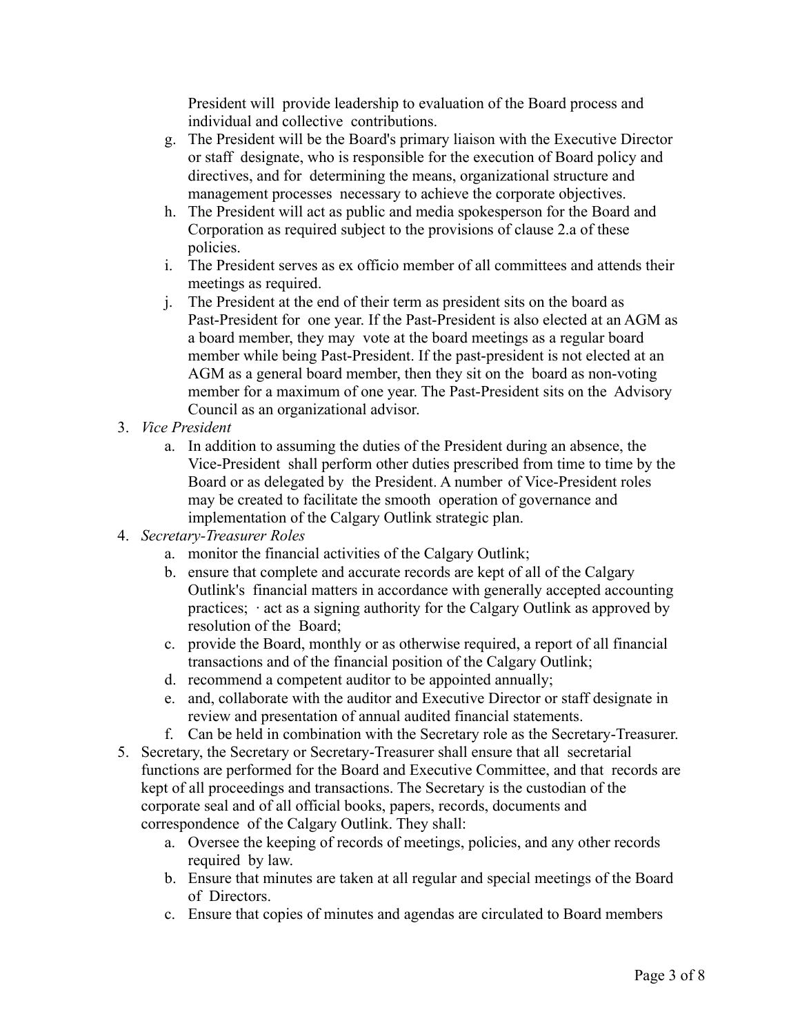President will provide leadership to evaluation of the Board process and individual and collective contributions.

   g. The President will be the Board's primary liaison with the Executive Director or staff designate, who is responsible for the execution of Board policy and directives, and for determining the means, organizational structure and management processes necessary to achieve the corporate objectives.
   h. The President will act as public and media spokesperson for the Board and Corporation as required subject to the provisions of clause 2.a of these policies.
   i. The President serves as ex officio member of all committees and attends their meetings as required.
   j. The President at the end of their term as president sits on the board as Past-President for one year. If the Past-President is also elected at an AGM as a board member, they may vote at the board meetings as a regular board member while being Past-President. If the past-president is not elected at an AGM as a general board member, then they sit on the board as non-voting member for a maximum of one year. The Past-President sits on the Advisory Council as an organizational advisor.

3. *Vice President*
   a. In addition to assuming the duties of the President during an absence, the Vice-President shall perform other duties prescribed from time to time by the Board or as delegated by the President. A number of Vice-President roles may be created to facilitate the smooth operation of governance and implementation of the Calgary Outlink strategic plan.
4. *Secretary-Treasurer Roles*
   a. monitor the financial activities of the Calgary Outlink;
   b. ensure that complete and accurate records are kept of all of the Calgary Outlink's financial matters in accordance with generally accepted accounting practices; · act as a signing authority for the Calgary Outlink as approved by resolution of the Board;
   c. provide the Board, monthly or as otherwise required, a report of all financial transactions and of the financial position of the Calgary Outlink;
   d. recommend a competent auditor to be appointed annually;
   e. and, collaborate with the auditor and Executive Director or staff designate in review and presentation of annual audited financial statements.
   f. Can be held in combination with the Secretary role as the Secretary-Treasurer.
5. Secretary, the Secretary or Secretary-Treasurer shall ensure that all secretarial functions are performed for the Board and Executive Committee, and that records are kept of all proceedings and transactions. The Secretary is the custodian of the corporate seal and of all official books, papers, records, documents and correspondence of the Calgary Outlink. They shall:
   a. Oversee the keeping of records of meetings, policies, and any other records required by law.
   b. Ensure that minutes are taken at all regular and special meetings of the Board of Directors.
   c. Ensure that copies of minutes and agendas are circulated to Board members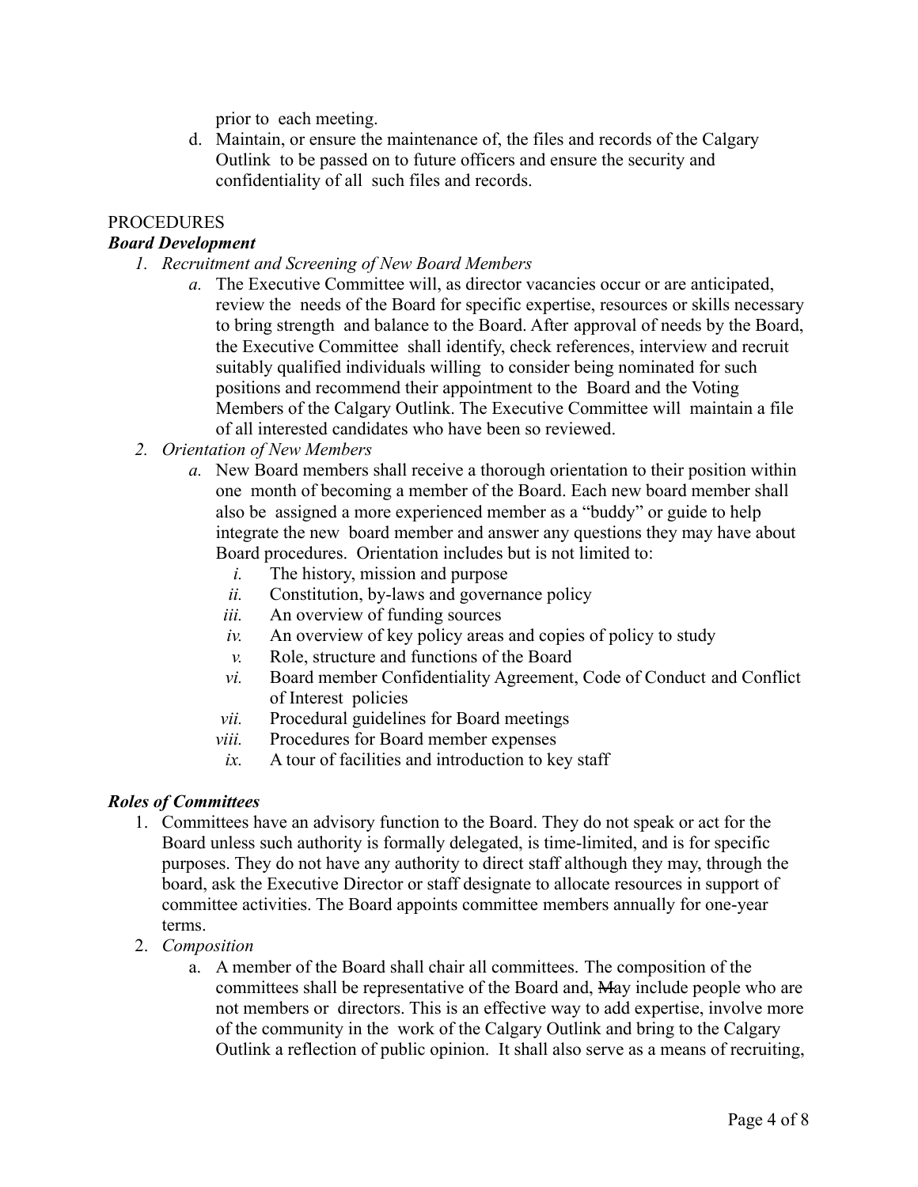prior to each meeting.

d. Maintain, or ensure the maintenance of, the files and records of the Calgary Outlink to be passed on to future officers and ensure the security and confidentiality of all such files and records.

PROCEDURES

***Board Development***

1. *Recruitment and Screening of New Board Members*
   a. The Executive Committee will, as director vacancies occur or are anticipated, review the needs of the Board for specific expertise, resources or skills necessary to bring strength and balance to the Board. After approval of needs by the Board, the Executive Committee shall identify, check references, interview and recruit suitably qualified individuals willing to consider being nominated for such positions and recommend their appointment to the Board and the Voting Members of the Calgary Outlink. The Executive Committee will maintain a file of all interested candidates who have been so reviewed.
2. *Orientation of New Members*
   a. New Board members shall receive a thorough orientation to their position within one month of becoming a member of the Board. Each new board member shall also be assigned a more experienced member as a "buddy" or guide to help integrate the new board member and answer any questions they may have about Board procedures. Orientation includes but is not limited to:
      i. The history, mission and purpose
      ii. Constitution, by-laws and governance policy
      iii. An overview of funding sources
      iv. An overview of key policy areas and copies of policy to study
      v. Role, structure and functions of the Board
      vi. Board member Confidentiality Agreement, Code of Conduct and Conflict of Interest policies
      vii. Procedural guidelines for Board meetings
      viii. Procedures for Board member expenses
      ix. A tour of facilities and introduction to key staff

***Roles of Committees***

1. Committees have an advisory function to the Board. They do not speak or act for the Board unless such authority is formally delegated, is time-limited, and is for specific purposes. They do not have any authority to direct staff although they may, through the board, ask the Executive Director or staff designate to allocate resources in support of committee activities. The Board appoints committee members annually for one-year terms.
2. *Composition*
   a. A member of the Board shall chair all committees. The composition of the committees shall be representative of the Board and, ~~M~~ay include people who are not members or directors. This is an effective way to add expertise, involve more of the community in the work of the Calgary Outlink and bring to the Calgary Outlink a reflection of public opinion. It shall also serve as a means of recruiting,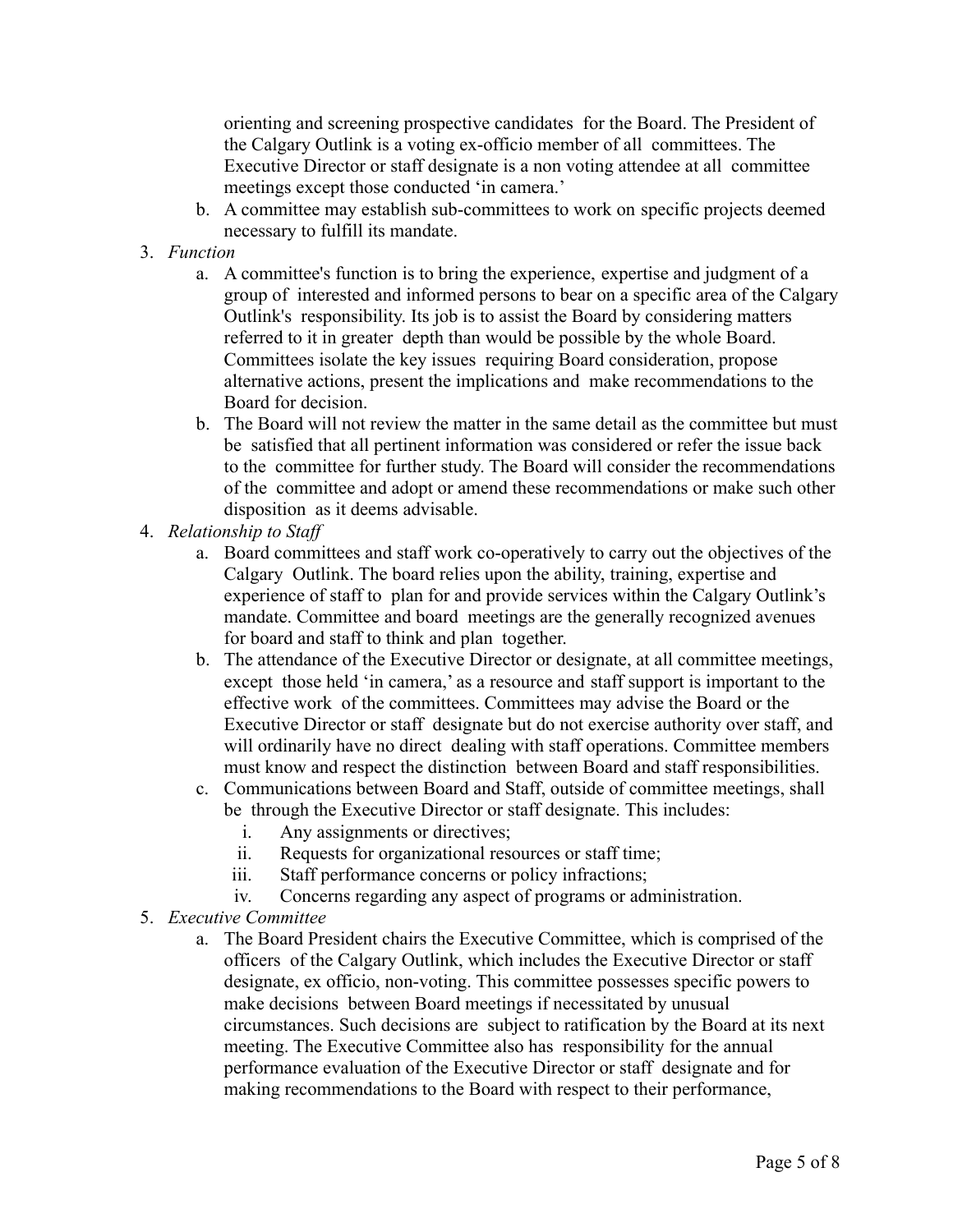orienting and screening prospective candidates for the Board. The President of the Calgary Outlink is a voting ex-officio member of all committees. The Executive Director or staff designate is a non voting attendee at all committee meetings except those conducted 'in camera.'

   b. A committee may establish sub-committees to work on specific projects deemed necessary to fulfill its mandate.

3. *Function*
   a. A committee's function is to bring the experience, expertise and judgment of a group of interested and informed persons to bear on a specific area of the Calgary Outlink's responsibility. Its job is to assist the Board by considering matters referred to it in greater depth than would be possible by the whole Board. Committees isolate the key issues requiring Board consideration, propose alternative actions, present the implications and make recommendations to the Board for decision.
   b. The Board will not review the matter in the same detail as the committee but must be satisfied that all pertinent information was considered or refer the issue back to the committee for further study. The Board will consider the recommendations of the committee and adopt or amend these recommendations or make such other disposition as it deems advisable.
4. *Relationship to Staff*
   a. Board committees and staff work co-operatively to carry out the objectives of the Calgary Outlink. The board relies upon the ability, training, expertise and experience of staff to plan for and provide services within the Calgary Outlink's mandate. Committee and board meetings are the generally recognized avenues for board and staff to think and plan together.
   b. The attendance of the Executive Director or designate, at all committee meetings, except those held 'in camera,' as a resource and staff support is important to the effective work of the committees. Committees may advise the Board or the Executive Director or staff designate but do not exercise authority over staff, and will ordinarily have no direct dealing with staff operations. Committee members must know and respect the distinction between Board and staff responsibilities.
   c. Communications between Board and Staff, outside of committee meetings, shall be through the Executive Director or staff designate. This includes:
      i. Any assignments or directives;
      ii. Requests for organizational resources or staff time;
      iii. Staff performance concerns or policy infractions;
      iv. Concerns regarding any aspect of programs or administration.
5. *Executive Committee*
   a. The Board President chairs the Executive Committee, which is comprised of the officers of the Calgary Outlink, which includes the Executive Director or staff designate, ex officio, non-voting. This committee possesses specific powers to make decisions between Board meetings if necessitated by unusual circumstances. Such decisions are subject to ratification by the Board at its next meeting. The Executive Committee also has responsibility for the annual performance evaluation of the Executive Director or staff designate and for making recommendations to the Board with respect to their performance,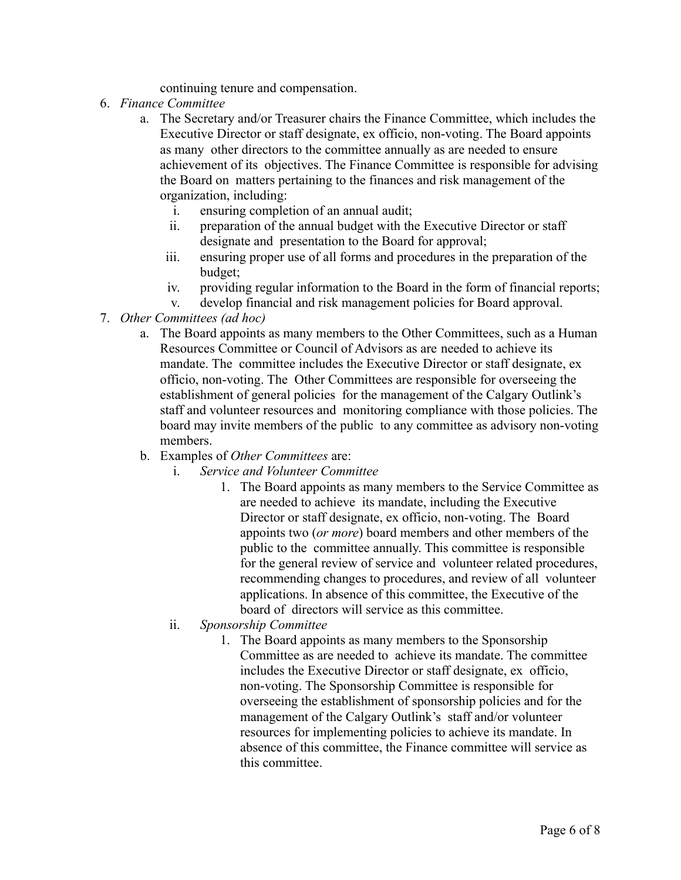continuing tenure and compensation.

6. *Finance Committee*
    a. The Secretary and/or Treasurer chairs the Finance Committee, which includes the Executive Director or staff designate, ex officio, non-voting. The Board appoints as many other directors to the committee annually as are needed to ensure achievement of its objectives. The Finance Committee is responsible for advising the Board on matters pertaining to the finances and risk management of the organization, including:
        i. ensuring completion of an annual audit;
        ii. preparation of the annual budget with the Executive Director or staff designate and presentation to the Board for approval;
        iii. ensuring proper use of all forms and procedures in the preparation of the budget;
        iv. providing regular information to the Board in the form of financial reports;
        v. develop financial and risk management policies for Board approval.
7. *Other Committees (ad hoc)*
    a. The Board appoints as many members to the Other Committees, such as a Human Resources Committee or Council of Advisors as are needed to achieve its mandate. The committee includes the Executive Director or staff designate, ex officio, non-voting. The Other Committees are responsible for overseeing the establishment of general policies for the management of the Calgary Outlink's staff and volunteer resources and monitoring compliance with those policies. The board may invite members of the public to any committee as advisory non-voting members.
    b. Examples of *Other Committees* are:
        i. *Service and Volunteer Committee*
            1. The Board appoints as many members to the Service Committee as are needed to achieve its mandate, including the Executive Director or staff designate, ex officio, non-voting. The Board appoints two (*or more*) board members and other members of the public to the committee annually. This committee is responsible for the general review of service and volunteer related procedures, recommending changes to procedures, and review of all volunteer applications. In absence of this committee, the Executive of the board of directors will service as this committee.
        ii. *Sponsorship Committee*
            1. The Board appoints as many members to the Sponsorship Committee as are needed to achieve its mandate. The committee includes the Executive Director or staff designate, ex officio, non-voting. The Sponsorship Committee is responsible for overseeing the establishment of sponsorship policies and for the management of the Calgary Outlink's staff and/or volunteer resources for implementing policies to achieve its mandate. In absence of this committee, the Finance committee will service as this committee.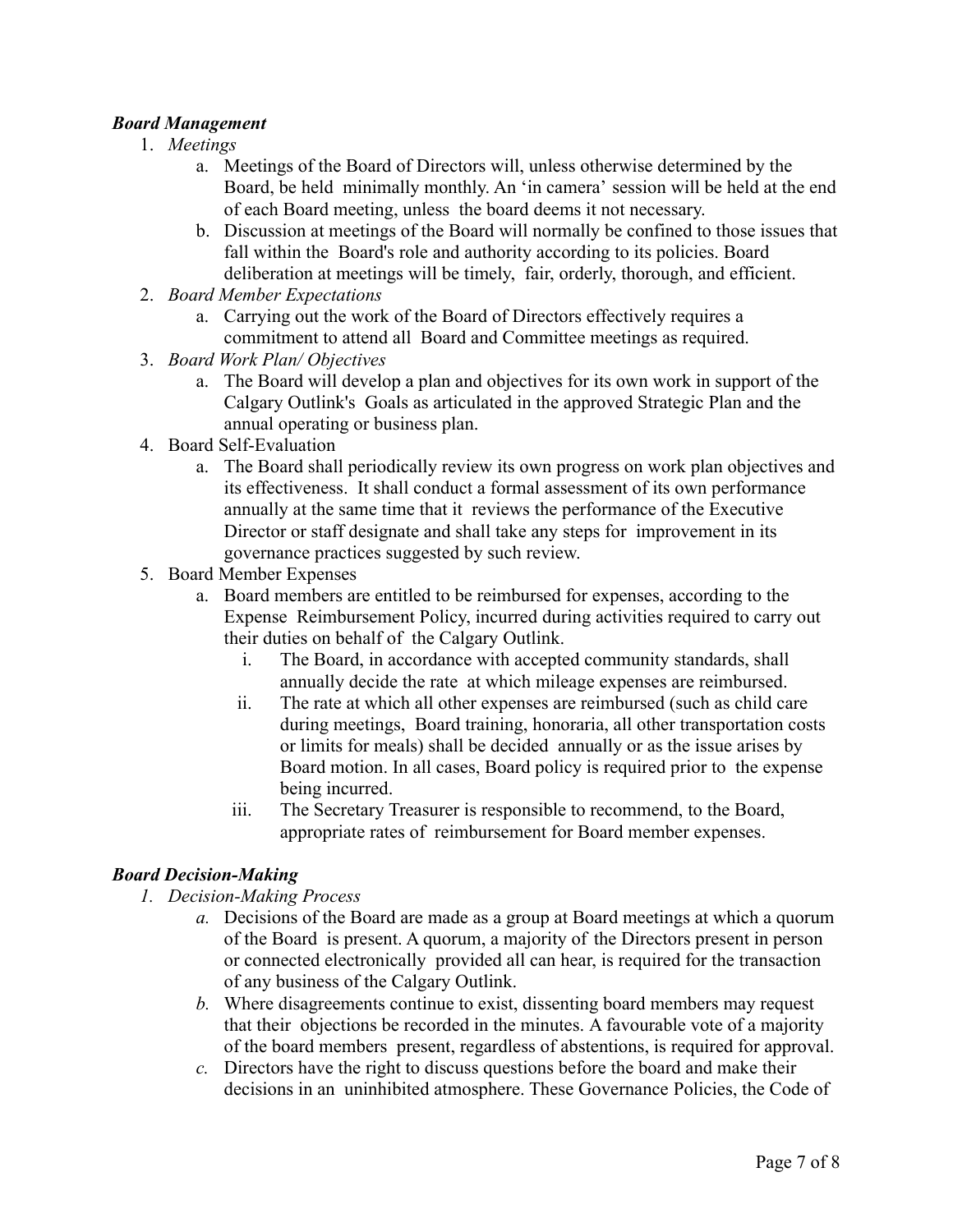***Board Management***

1. *Meetings*
    a. Meetings of the Board of Directors will, unless otherwise determined by the Board, be held minimally monthly. An 'in camera' session will be held at the end of each Board meeting, unless the board deems it not necessary.
    b. Discussion at meetings of the Board will normally be confined to those issues that fall within the Board's role and authority according to its policies. Board deliberation at meetings will be timely, fair, orderly, thorough, and efficient.
2. *Board Member Expectations*
    a. Carrying out the work of the Board of Directors effectively requires a commitment to attend all Board and Committee meetings as required.
3. *Board Work Plan/ Objectives*
    a. The Board will develop a plan and objectives for its own work in support of the Calgary Outlink's Goals as articulated in the approved Strategic Plan and the annual operating or business plan.
4. Board Self-Evaluation
    a. The Board shall periodically review its own progress on work plan objectives and its effectiveness. It shall conduct a formal assessment of its own performance annually at the same time that it reviews the performance of the Executive Director or staff designate and shall take any steps for improvement in its governance practices suggested by such review.
5. Board Member Expenses
    a. Board members are entitled to be reimbursed for expenses, according to the Expense Reimbursement Policy, incurred during activities required to carry out their duties on behalf of the Calgary Outlink.
        i. The Board, in accordance with accepted community standards, shall annually decide the rate at which mileage expenses are reimbursed.
        ii. The rate at which all other expenses are reimbursed (such as child care during meetings, Board training, honoraria, all other transportation costs or limits for meals) shall be decided annually or as the issue arises by Board motion. In all cases, Board policy is required prior to the expense being incurred.
        iii. The Secretary Treasurer is responsible to recommend, to the Board, appropriate rates of reimbursement for Board member expenses.

***Board Decision-Making***

1. *Decision-Making Process*
    a. Decisions of the Board are made as a group at Board meetings at which a quorum of the Board is present. A quorum, a majority of the Directors present in person or connected electronically provided all can hear, is required for the transaction of any business of the Calgary Outlink.
    b. Where disagreements continue to exist, dissenting board members may request that their objections be recorded in the minutes. A favourable vote of a majority of the board members present, regardless of abstentions, is required for approval.
    c. Directors have the right to discuss questions before the board and make their decisions in an uninhibited atmosphere. These Governance Policies, the Code of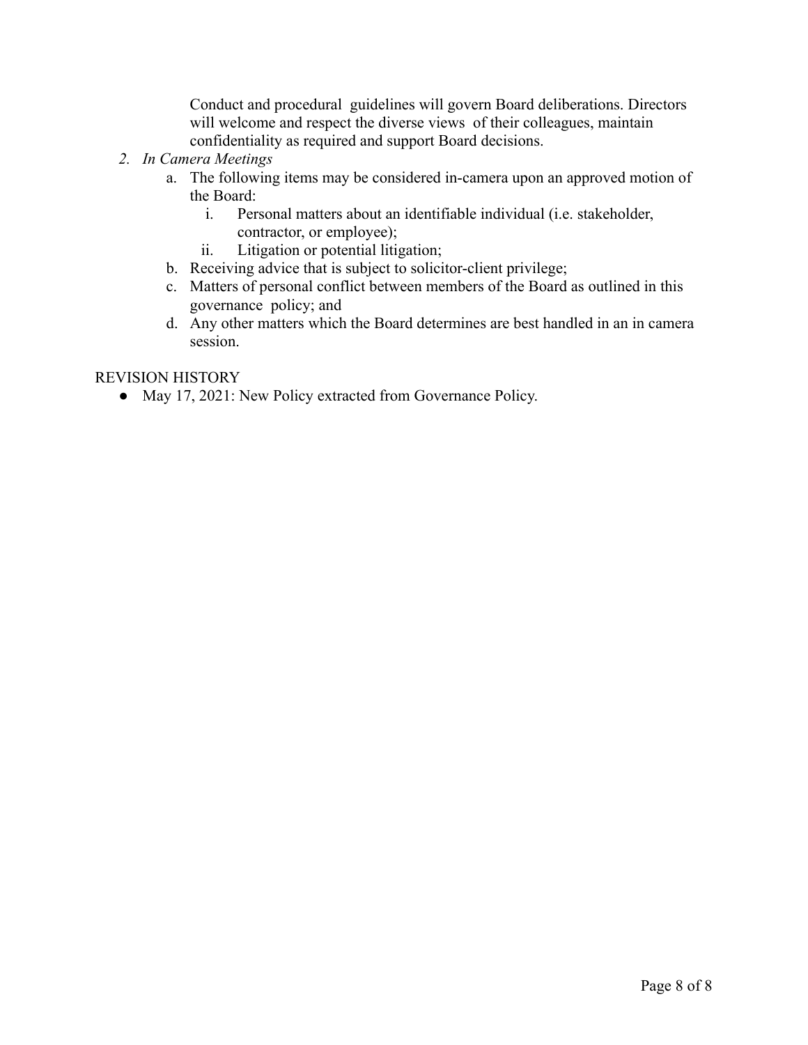Conduct and procedural guidelines will govern Board deliberations. Directors will welcome and respect the diverse views of their colleagues, maintain confidentiality as required and support Board decisions.

2. *In Camera Meetings*
   a. The following items may be considered in-camera upon an approved motion of the Board:
      i. Personal matters about an identifiable individual (i.e. stakeholder, contractor, or employee);
      ii. Litigation or potential litigation;
   b. Receiving advice that is subject to solicitor-client privilege;
   c. Matters of personal conflict between members of the Board as outlined in this governance policy; and
   d. Any other matters which the Board determines are best handled in an in camera session.

REVISION HISTORY

- May 17, 2021: New Policy extracted from Governance Policy.